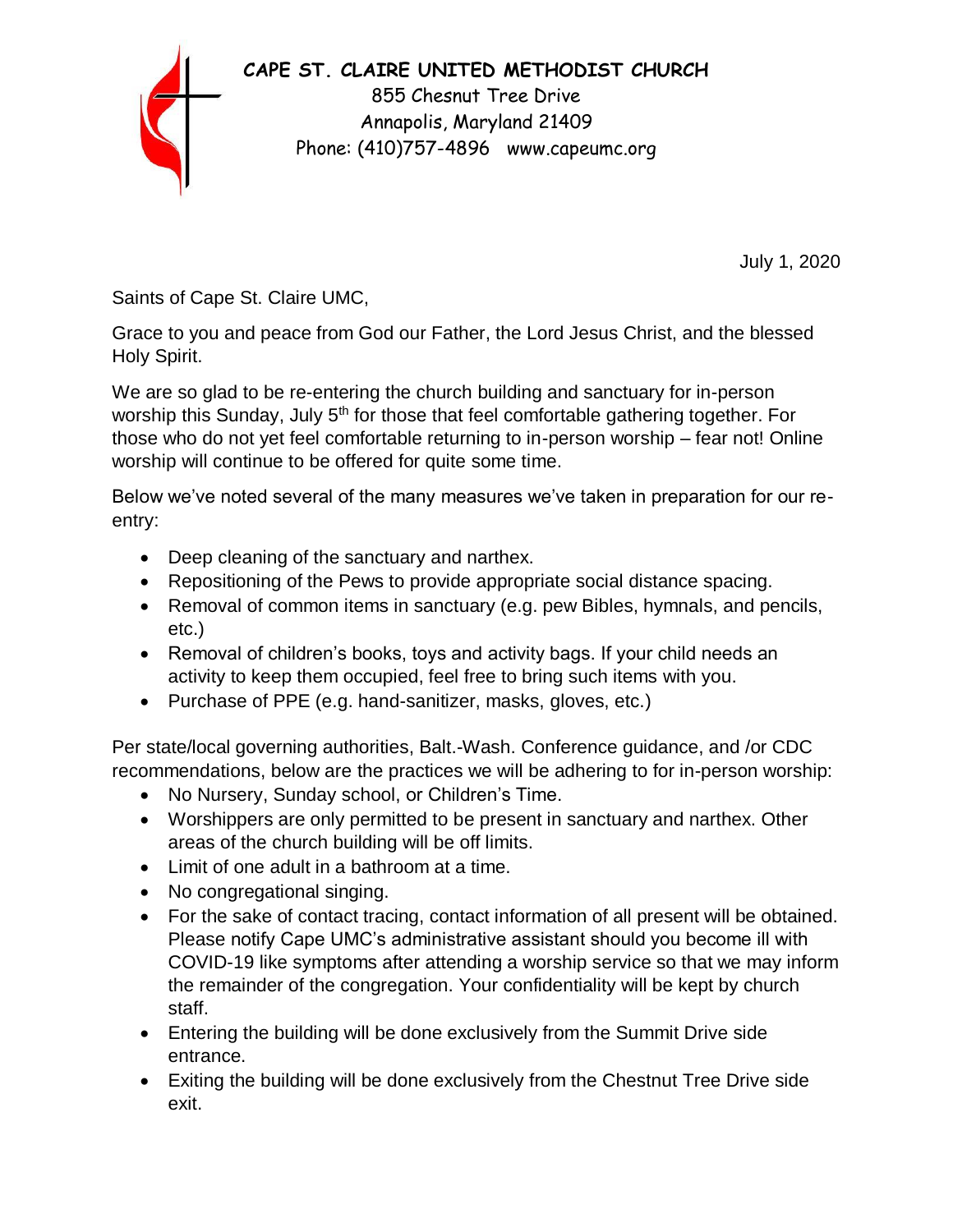**CAPE ST. CLAIRE UNITED METHODIST CHURCH**
855 Chesnut Tree Drive
Annapolis, Maryland 21409
Phone: (410)757-4896 www.capeumc.org

July 1, 2020

Saints of Cape St. Claire UMC,

Grace to you and peace from God our Father, the Lord Jesus Christ, and the blessed Holy Spirit.

We are so glad to be re-entering the church building and sanctuary for in-person worship this Sunday, July 5th for those that feel comfortable gathering together. For those who do not yet feel comfortable returning to in-person worship – fear not! Online worship will continue to be offered for quite some time.

Below we've noted several of the many measures we've taken in preparation for our re-entry:

- Deep cleaning of the sanctuary and narthex.
- Repositioning of the Pews to provide appropriate social distance spacing.
- Removal of common items in sanctuary (e.g. pew Bibles, hymnals, and pencils, etc.)
- Removal of children's books, toys and activity bags. If your child needs an activity to keep them occupied, feel free to bring such items with you.
- Purchase of PPE (e.g. hand-sanitizer, masks, gloves, etc.)

Per state/local governing authorities, Balt.-Wash. Conference guidance, and /or CDC recommendations, below are the practices we will be adhering to for in-person worship:

- No Nursery, Sunday school, or Children's Time.
- Worshippers are only permitted to be present in sanctuary and narthex. Other areas of the church building will be off limits.
- Limit of one adult in a bathroom at a time.
- No congregational singing.
- For the sake of contact tracing, contact information of all present will be obtained. Please notify Cape UMC's administrative assistant should you become ill with COVID-19 like symptoms after attending a worship service so that we may inform the remainder of the congregation. Your confidentiality will be kept by church staff.
- Entering the building will be done exclusively from the Summit Drive side entrance.
- Exiting the building will be done exclusively from the Chestnut Tree Drive side exit.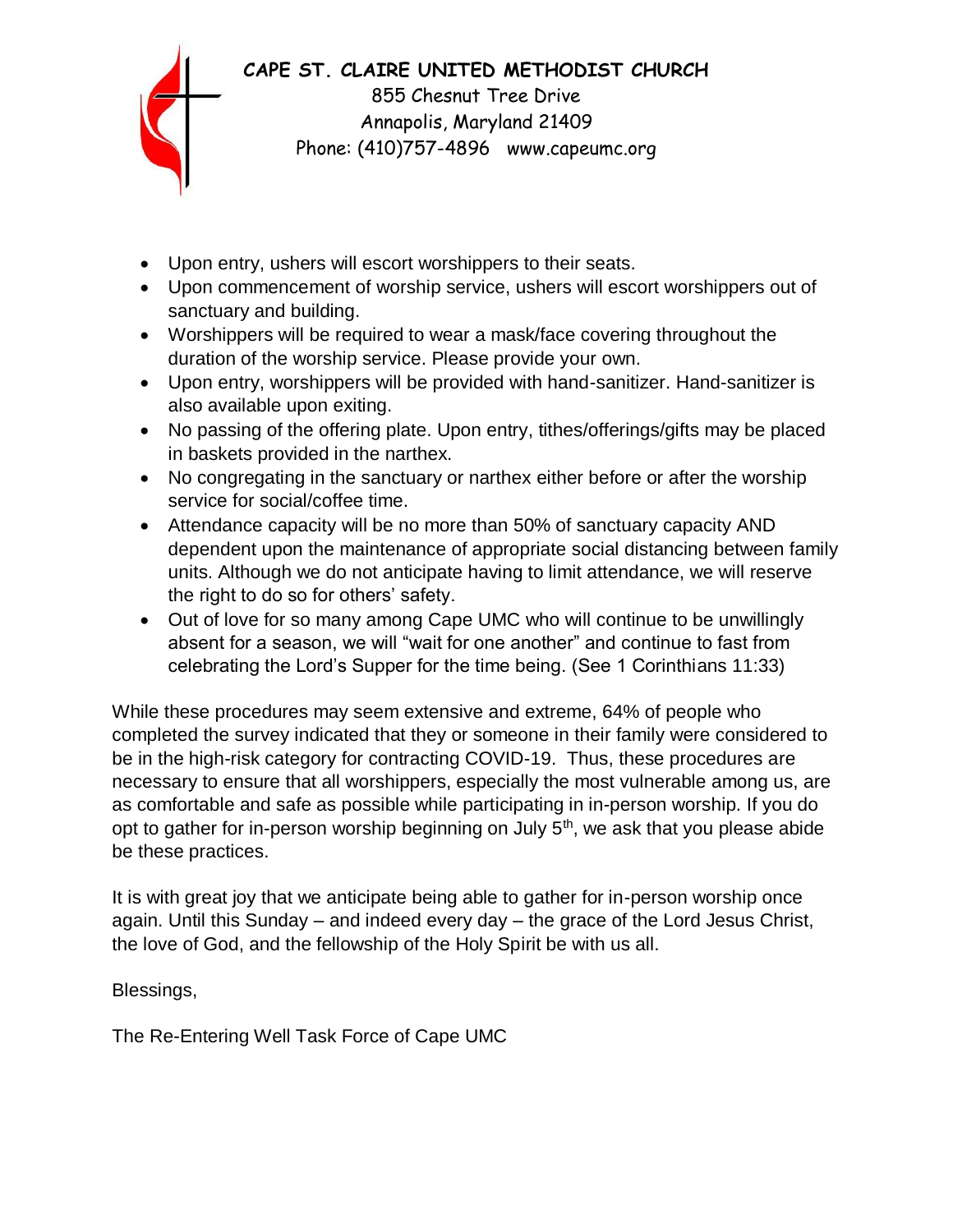**CAPE ST. CLAIRE UNITED METHODIST CHURCH**
855 Chesnut Tree Drive
Annapolis, Maryland 21409
Phone: (410)757-4896   www.capeumc.org

- Upon entry, ushers will escort worshippers to their seats.
- Upon commencement of worship service, ushers will escort worshippers out of sanctuary and building.
- Worshippers will be required to wear a mask/face covering throughout the duration of the worship service. Please provide your own.
- Upon entry, worshippers will be provided with hand-sanitizer. Hand-sanitizer is also available upon exiting.
- No passing of the offering plate. Upon entry, tithes/offerings/gifts may be placed in baskets provided in the narthex.
- No congregating in the sanctuary or narthex either before or after the worship service for social/coffee time.
- Attendance capacity will be no more than 50% of sanctuary capacity AND dependent upon the maintenance of appropriate social distancing between family units. Although we do not anticipate having to limit attendance, we will reserve the right to do so for others' safety.
- Out of love for so many among Cape UMC who will continue to be unwillingly absent for a season, we will "wait for one another" and continue to fast from celebrating the Lord's Supper for the time being. (See 1 Corinthians 11:33)

While these procedures may seem extensive and extreme, 64% of people who completed the survey indicated that they or someone in their family were considered to be in the high-risk category for contracting COVID-19. Thus, these procedures are necessary to ensure that all worshippers, especially the most vulnerable among us, are as comfortable and safe as possible while participating in in-person worship. If you do opt to gather for in-person worship beginning on July 5th, we ask that you please abide be these practices.

It is with great joy that we anticipate being able to gather for in-person worship once again. Until this Sunday – and indeed every day – the grace of the Lord Jesus Christ, the love of God, and the fellowship of the Holy Spirit be with us all.

Blessings,

The Re-Entering Well Task Force of Cape UMC